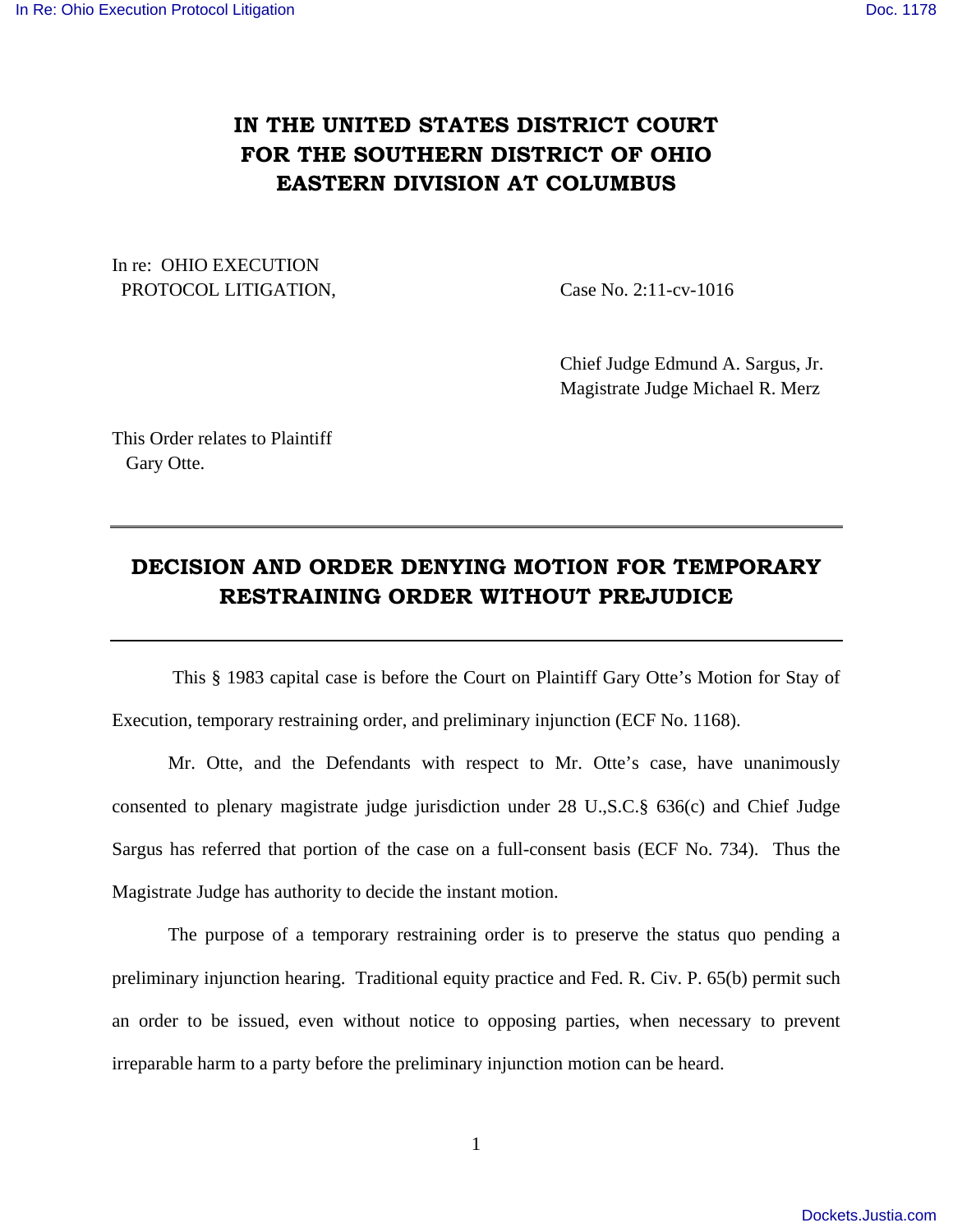# IN THE UNITED STATES DISTRICT COURT FOR THE SOUTHERN DISTRICT OF OHIO EASTERN DIVISION AT COLUMBUS

In re: OHIO EXECUTION
PROTOCOL LITIGATION,

Case No. 2:11-cv-1016

Chief Judge Edmund A. Sargus, Jr.
Magistrate Judge Michael R. Merz

This Order relates to Plaintiff
Gary Otte.

---

## DECISION AND ORDER DENYING MOTION FOR TEMPORARY RESTRAINING ORDER WITHOUT PREJUDICE

---

This § 1983 capital case is before the Court on Plaintiff Gary Otte's Motion for Stay of Execution, temporary restraining order, and preliminary injunction (ECF No. 1168).

Mr. Otte, and the Defendants with respect to Mr. Otte's case, have unanimously consented to plenary magistrate judge jurisdiction under 28 U.,S.C.§ 636(c) and Chief Judge Sargus has referred that portion of the case on a full-consent basis (ECF No. 734). Thus the Magistrate Judge has authority to decide the instant motion.

The purpose of a temporary restraining order is to preserve the status quo pending a preliminary injunction hearing. Traditional equity practice and Fed. R. Civ. P. 65(b) permit such an order to be issued, even without notice to opposing parties, when necessary to prevent irreparable harm to a party before the preliminary injunction motion can be heard.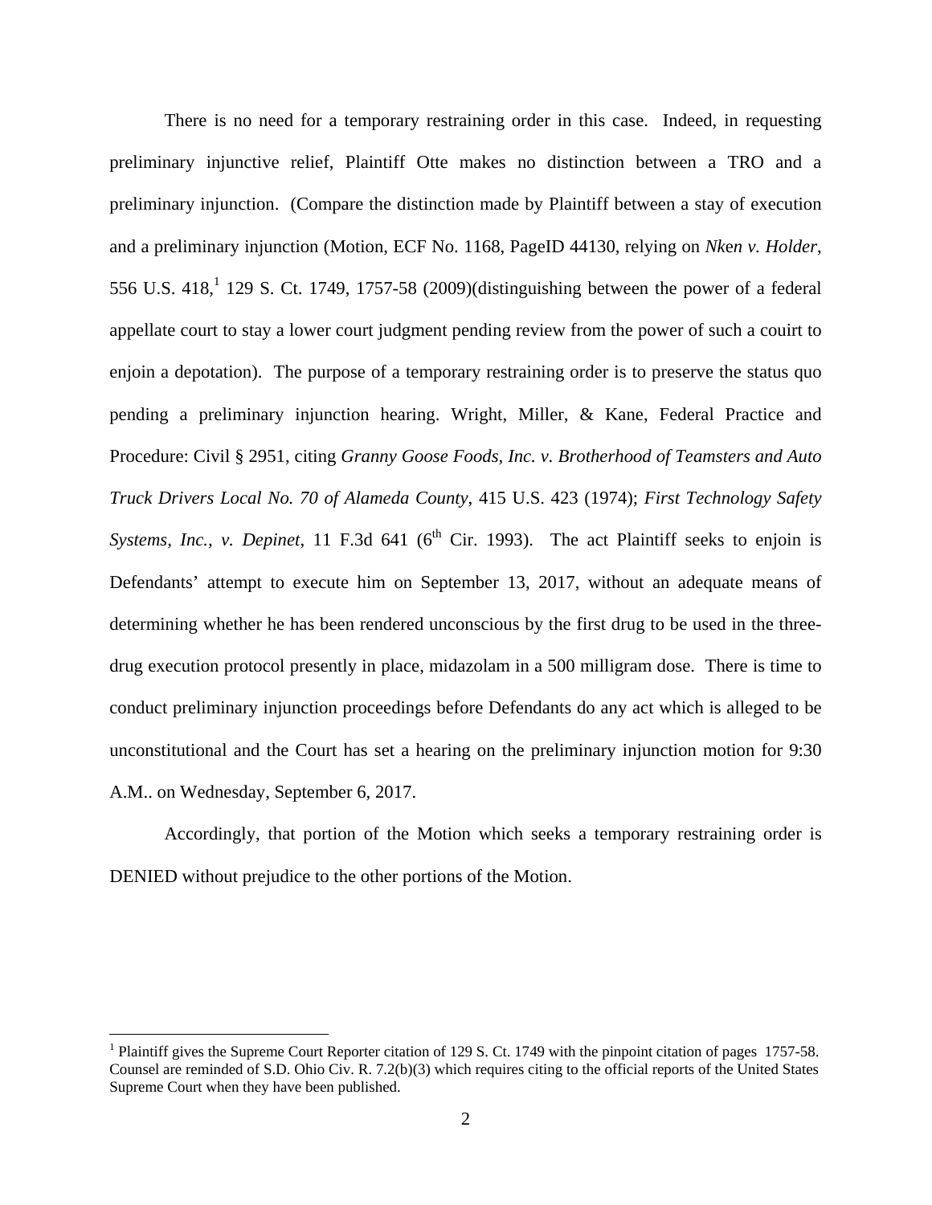There is no need for a temporary restraining order in this case. Indeed, in requesting preliminary injunctive relief, Plaintiff Otte makes no distinction between a TRO and a preliminary injunction. (Compare the distinction made by Plaintiff between a stay of execution and a preliminary injunction (Motion, ECF No. 1168, PageID 44130, relying on *Nken v. Holder*, 556 U.S. 418,[1] 129 S. Ct. 1749, 1757-58 (2009)(distinguishing between the power of a federal appellate court to stay a lower court judgment pending review from the power of such a couirt to enjoin a depotation). The purpose of a temporary restraining order is to preserve the status quo pending a preliminary injunction hearing. Wright, Miller, & Kane, Federal Practice and Procedure: Civil § 2951, citing *Granny Goose Foods, Inc. v. Brotherhood of Teamsters and Auto Truck Drivers Local No. 70 of Alameda County*, 415 U.S. 423 (1974); *First Technology Safety Systems, Inc., v. Depinet*, 11 F.3d 641 (6th Cir. 1993). The act Plaintiff seeks to enjoin is Defendants' attempt to execute him on September 13, 2017, without an adequate means of determining whether he has been rendered unconscious by the first drug to be used in the three-drug execution protocol presently in place, midazolam in a 500 milligram dose. There is time to conduct preliminary injunction proceedings before Defendants do any act which is alleged to be unconstitutional and the Court has set a hearing on the preliminary injunction motion for 9:30 A.M.. on Wednesday, September 6, 2017.

Accordingly, that portion of the Motion which seeks a temporary restraining order is DENIED without prejudice to the other portions of the Motion.

---

[1] Plaintiff gives the Supreme Court Reporter citation of 129 S. Ct. 1749 with the pinpoint citation of pages 1757-58. Counsel are reminded of S.D. Ohio Civ. R. 7.2(b)(3) which requires citing to the official reports of the United States Supreme Court when they have been published.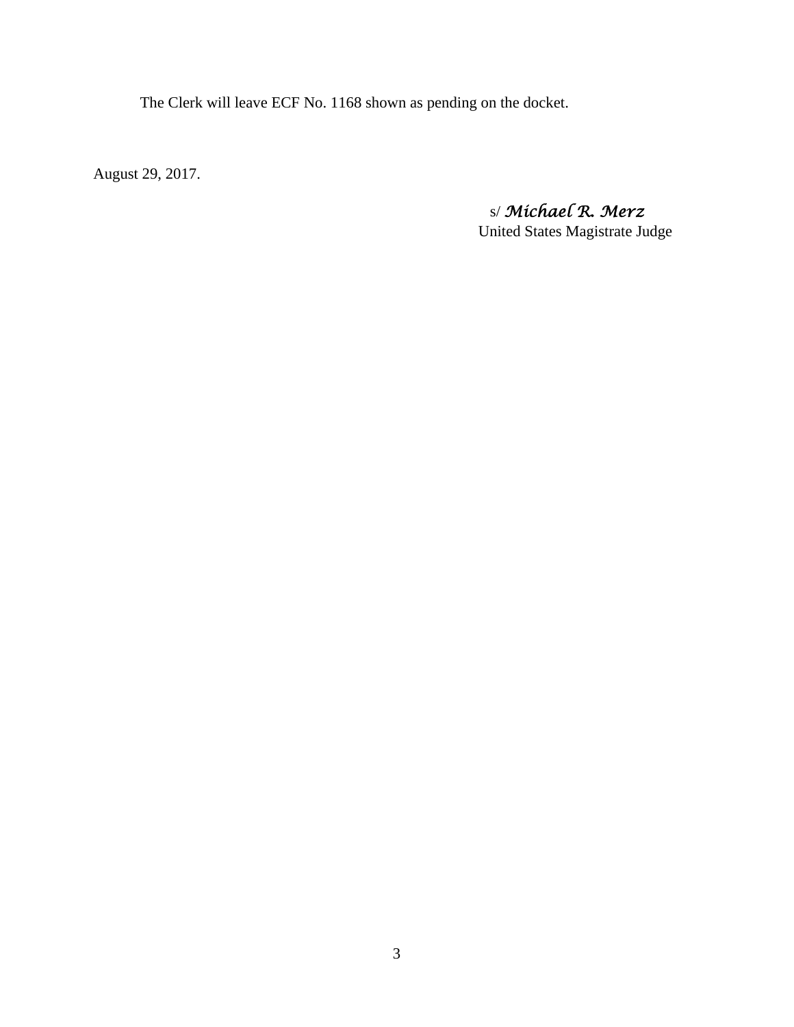The Clerk will leave ECF No. 1168 shown as pending on the docket.

August 29, 2017.

s/ *Michael R. Merz*
United States Magistrate Judge